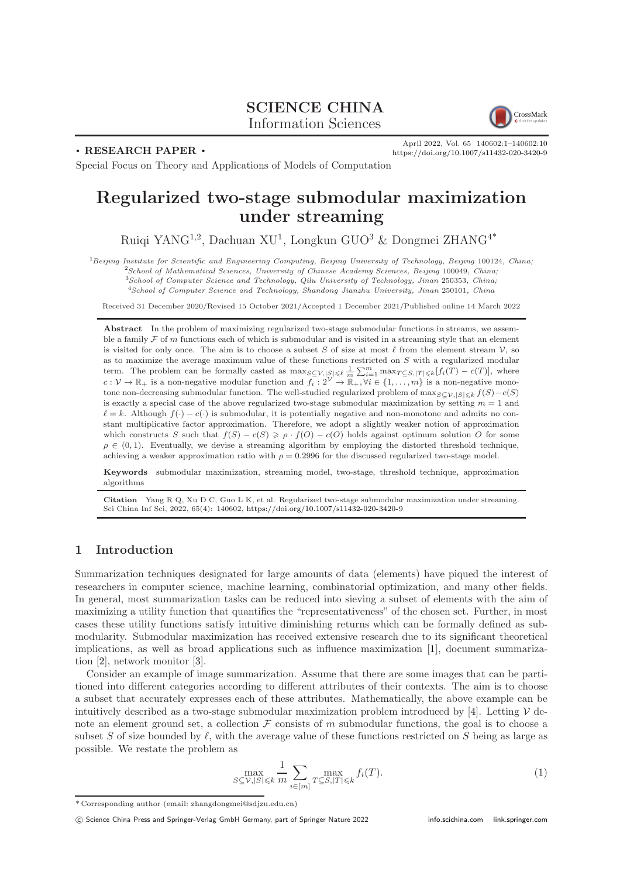SCIENCE CHINA
Information Sciences

• RESEARCH PAPER •

April 2022, Vol. 65 140602:1–140602:10
https://doi.org/10.1007/s11432-020-3420-9

Special Focus on Theory and Applications of Models of Computation

# Regularized two-stage submodular maximization under streaming

Ruiqi YANG[1,2], Dachuan XU[1], Longkun GUO[3] & Dongmei ZHANG[4*]

[1]*Beijing Institute for Scientific and Engineering Computing, Beijing University of Technology, Beijing* 100124*, China;*
[2]*School of Mathematical Sciences, University of Chinese Academy Sciences, Beijing* 100049*, China;*
[3]*School of Computer Science and Technology, Qilu University of Technology, Jinan* 250353*, China;*
[4]*School of Computer Science and Technology, Shandong Jianzhu University, Jinan* 250101*, China*

Received 31 December 2020/Revised 15 October 2021/Accepted 1 December 2021/Published online 14 March 2022

**Abstract** In the problem of maximizing regularized two-stage submodular functions in streams, we assemble a family $\mathcal{F}$ of $m$ functions each of which is submodular and is visited in a streaming style that an element is visited for only once. The aim is to choose a subset $S$ of size at most $\ell$ from the element stream $\mathcal{V}$, so as to maximize the average maximum value of these functions restricted on $S$ with a regularized modular term. The problem can be formally casted as $\max_{S\subseteq\mathcal{V},|S|\leqslant\ell}\frac{1}{m}\sum_{i=1}^{m}\max_{T\subseteq S,|T|\leqslant k}[f_i(T)-c(T)]$, where $c:\mathcal{V}\rightarrow\mathbb{R}_+$ is a non-negative modular function and $f_i:2^{\mathcal{V}}\rightarrow\mathbb{R}_+,\forall i\in\{1,\ldots,m\}$ is a non-negative monotone non-decreasing submodular function. The well-studied regularized problem of $\max_{S\subseteq\mathcal{V},|S|\leqslant k}f(S)-c(S)$ is exactly a special case of the above regularized two-stage submodular maximization by setting $m=1$ and $\ell=k$. Although $f(\cdot)-c(\cdot)$ is submodular, it is potentially negative and non-monotone and admits no constant multiplicative factor approximation. Therefore, we adopt a slightly weaker notion of approximation which constructs $S$ such that $f(S)-c(S)\geqslant\rho\cdot f(O)-c(O)$ holds against optimum solution $O$ for some $\rho\in(0,1)$. Eventually, we devise a streaming algorithm by employing the distorted threshold technique, achieving a weaker approximation ratio with $\rho=0.2996$ for the discussed regularized two-stage model.

**Keywords** submodular maximization, streaming model, two-stage, threshold technique, approximation algorithms

**Citation** Yang R Q, Xu D C, Guo L K, et al. Regularized two-stage submodular maximization under streaming. Sci China Inf Sci, 2022, 65(4): 140602, https://doi.org/10.1007/s11432-020-3420-9

## 1 Introduction

Summarization techniques designated for large amounts of data (elements) have piqued the interest of researchers in computer science, machine learning, combinatorial optimization, and many other fields. In general, most summarization tasks can be reduced into sieving a subset of elements with the aim of maximizing a utility function that quantifies the "representativeness" of the chosen set. Further, in most cases these utility functions satisfy intuitive diminishing returns which can be formally defined as submodularity. Submodular maximization has received extensive research due to its significant theoretical implications, as well as broad applications such as influence maximization [1], document summarization [2], network monitor [3].

Consider an example of image summarization. Assume that there are some images that can be partitioned into different categories according to different attributes of their contexts. The aim is to choose a subset that accurately expresses each of these attributes. Mathematically, the above example can be intuitively described as a two-stage submodular maximization problem introduced by [4]. Letting $\mathcal{V}$ denote an element ground set, a collection $\mathcal{F}$ consists of $m$ submodular functions, the goal is to choose a subset $S$ of size bounded by $\ell$, with the average value of these functions restricted on $S$ being as large as possible. We restate the problem as

$$\max_{S\subseteq\mathcal{V},|S|\leqslant k}\frac{1}{m}\sum_{i\in[m]}\max_{T\subseteq S,|T|\leqslant k}f_i(T). \tag{1}$$

\* Corresponding author (email: zhangdongmei@sdjzu.edu.cn)

© Science China Press and Springer-Verlag GmbH Germany, part of Springer Nature 2022 info.scichina.com link.springer.com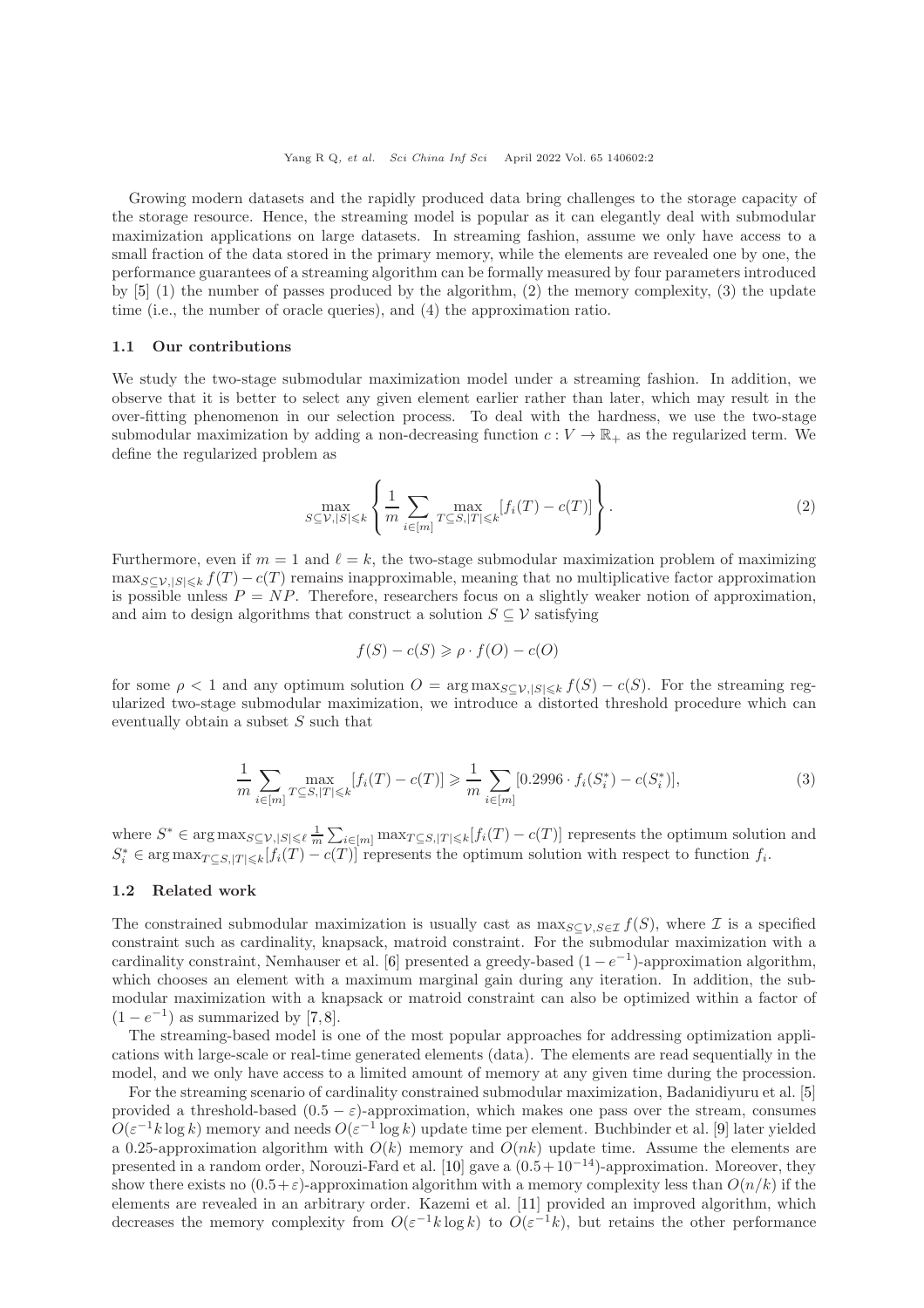Growing modern datasets and the rapidly produced data bring challenges to the storage capacity of the storage resource. Hence, the streaming model is popular as it can elegantly deal with submodular maximization applications on large datasets. In streaming fashion, assume we only have access to a small fraction of the data stored in the primary memory, while the elements are revealed one by one, the performance guarantees of a streaming algorithm can be formally measured by four parameters introduced by [5] (1) the number of passes produced by the algorithm, (2) the memory complexity, (3) the update time (i.e., the number of oracle queries), and (4) the approximation ratio.

### 1.1 Our contributions

We study the two-stage submodular maximization model under a streaming fashion. In addition, we observe that it is better to select any given element earlier rather than later, which may result in the over-fitting phenomenon in our selection process. To deal with the hardness, we use the two-stage submodular maximization by adding a non-decreasing function $c : V \to \mathbb{R}_+$ as the regularized term. We define the regularized problem as

$$\max_{S \subseteq \mathcal{V}, |S| \leqslant k} \left\{ \frac{1}{m} \sum_{i \in [m]} \max_{T \subseteq S, |T| \leqslant k} [f_i(T) - c(T)] \right\}. \tag{2}$$

Furthermore, even if $m = 1$ and $\ell = k$, the two-stage submodular maximization problem of maximizing $\max_{S \subseteq \mathcal{V}, |S| \leqslant k} f(T) - c(T)$ remains inapproximable, meaning that no multiplicative factor approximation is possible unless $P = NP$. Therefore, researchers focus on a slightly weaker notion of approximation, and aim to design algorithms that construct a solution $S \subseteq \mathcal{V}$ satisfying

$$f(S) - c(S) \geqslant \rho \cdot f(O) - c(O)$$

for some $\rho < 1$ and any optimum solution $O = \arg\max_{S \subseteq \mathcal{V}, |S| \leqslant k} f(S) - c(S)$. For the streaming regularized two-stage submodular maximization, we introduce a distorted threshold procedure which can eventually obtain a subset $S$ such that

$$\frac{1}{m} \sum_{i \in [m]} \max_{T \subseteq S, |T| \leqslant k} [f_i(T) - c(T)] \geqslant \frac{1}{m} \sum_{i \in [m]} [0.2996 \cdot f_i(S_i^*) - c(S_i^*)], \tag{3}$$

where $S^* \in \arg\max_{S \subseteq \mathcal{V}, |S| \leqslant \ell} \frac{1}{m} \sum_{i \in [m]} \max_{T \subseteq S, |T| \leqslant k} [f_i(T) - c(T)]$ represents the optimum solution and $S_i^* \in \arg\max_{T \subseteq S, |T| \leqslant k} [f_i(T) - c(T)]$ represents the optimum solution with respect to function $f_i$.

### 1.2 Related work

The constrained submodular maximization is usually cast as $\max_{S \subseteq \mathcal{V}, S \in \mathcal{I}} f(S)$, where $\mathcal{I}$ is a specified constraint such as cardinality, knapsack, matroid constraint. For the submodular maximization with a cardinality constraint, Nemhauser et al. [6] presented a greedy-based $(1 - e^{-1})$-approximation algorithm, which chooses an element with a maximum marginal gain during any iteration. In addition, the submodular maximization with a knapsack or matroid constraint can also be optimized within a factor of $(1 - e^{-1})$ as summarized by [7, 8].

The streaming-based model is one of the most popular approaches for addressing optimization applications with large-scale or real-time generated elements (data). The elements are read sequentially in the model, and we only have access to a limited amount of memory at any given time during the procession.

For the streaming scenario of cardinality constrained submodular maximization, Badanidiyuru et al. [5] provided a threshold-based $(0.5 - \varepsilon)$-approximation, which makes one pass over the stream, consumes $O(\varepsilon^{-1} k \log k)$ memory and needs $O(\varepsilon^{-1} \log k)$ update time per element. Buchbinder et al. [9] later yielded a 0.25-approximation algorithm with $O(k)$ memory and $O(nk)$ update time. Assume the elements are presented in a random order, Norouzi-Fard et al. [10] gave a $(0.5 + 10^{-14})$-approximation. Moreover, they show there exists no $(0.5 + \varepsilon)$-approximation algorithm with a memory complexity less than $O(n/k)$ if the elements are revealed in an arbitrary order. Kazemi et al. [11] provided an improved algorithm, which decreases the memory complexity from $O(\varepsilon^{-1} k \log k)$ to $O(\varepsilon^{-1} k)$, but retains the other performance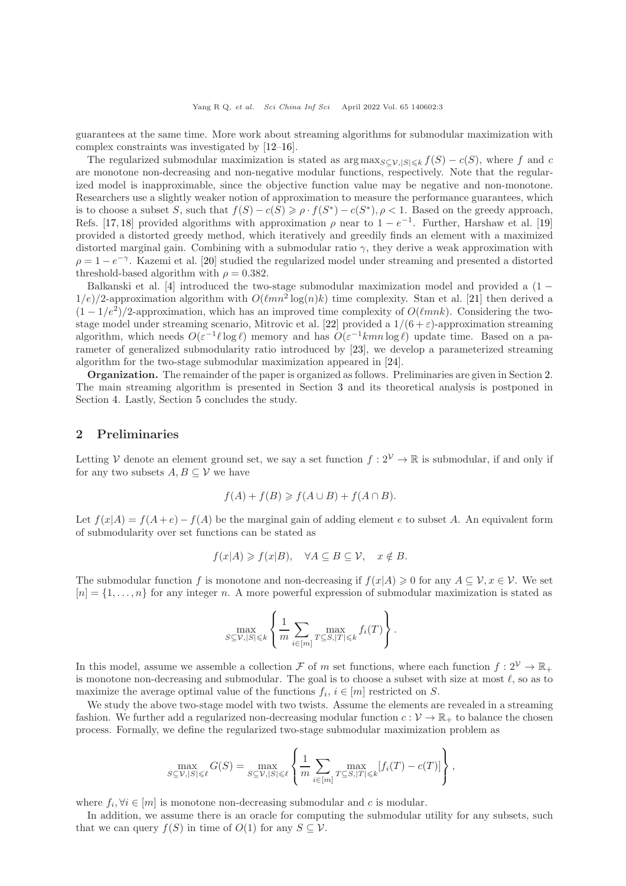guarantees at the same time. More work about streaming algorithms for submodular maximization with complex constraints was investigated by [12–16].

The regularized submodular maximization is stated as $\arg\max_{S\subseteq\mathcal{V},|S|\leqslant k} f(S) - c(S)$, where $f$ and $c$ are monotone non-decreasing and non-negative modular functions, respectively. Note that the regularized model is inapproximable, since the objective function value may be negative and non-monotone. Researchers use a slightly weaker notion of approximation to measure the performance guarantees, which is to choose a subset $S$, such that $f(S) - c(S) \geqslant \rho \cdot f(S^*) - c(S^*), \rho < 1$. Based on the greedy approach, Refs. [17, 18] provided algorithms with approximation $\rho$ near to $1 - e^{-1}$. Further, Harshaw et al. [19] provided a distorted greedy method, which iteratively and greedily finds an element with a maximized distorted marginal gain. Combining with a submodular ratio $\gamma$, they derive a weak approximation with $\rho = 1 - e^{-\gamma}$. Kazemi et al. [20] studied the regularized model under streaming and presented a distorted threshold-based algorithm with $\rho = 0.382$.

Balkanski et al. [4] introduced the two-stage submodular maximization model and provided a $(1 - 1/e)/2$-approximation algorithm with $O(\ell m n^2 \log(n) k)$ time complexity. Stan et al. [21] then derived a $(1 - 1/e^2)/2$-approximation, which has an improved time complexity of $O(\ell m n k)$. Considering the two-stage model under streaming scenario, Mitrovic et al. [22] provided a $1/(6+\varepsilon)$-approximation streaming algorithm, which needs $O(\varepsilon^{-1}\ell \log \ell)$ memory and has $O(\varepsilon^{-1} k m n \log \ell)$ update time. Based on a parameter of generalized submodularity ratio introduced by [23], we develop a parameterized streaming algorithm for the two-stage submodular maximization appeared in [24].

**Organization.** The remainder of the paper is organized as follows. Preliminaries are given in Section 2. The main streaming algorithm is presented in Section 3 and its theoretical analysis is postponed in Section 4. Lastly, Section 5 concludes the study.

## 2 Preliminaries

Letting $\mathcal{V}$ denote an element ground set, we say a set function $f : 2^{\mathcal{V}} \to \mathbb{R}$ is submodular, if and only if for any two subsets $A, B \subseteq \mathcal{V}$ we have

$$f(A) + f(B) \geqslant f(A \cup B) + f(A \cap B).$$

Let $f(x|A) = f(A + e) - f(A)$ be the marginal gain of adding element $e$ to subset $A$. An equivalent form of submodularity over set functions can be stated as

$$f(x|A) \geqslant f(x|B), \quad \forall A \subseteq B \subseteq \mathcal{V}, \quad x \notin B.$$

The submodular function $f$ is monotone and non-decreasing if $f(x|A) \geqslant 0$ for any $A \subseteq \mathcal{V}, x \in \mathcal{V}$. We set $[n] = \{1, \ldots, n\}$ for any integer $n$. A more powerful expression of submodular maximization is stated as

$$\max_{S\subseteq\mathcal{V},|S|\leqslant k} \left\{ \frac{1}{m} \sum_{i\in[m]} \max_{T\subseteq S,|T|\leqslant k} f_i(T) \right\}.$$

In this model, assume we assemble a collection $\mathcal{F}$ of $m$ set functions, where each function $f : 2^{\mathcal{V}} \to \mathbb{R}_+$ is monotone non-decreasing and submodular. The goal is to choose a subset with size at most $\ell$, so as to maximize the average optimal value of the functions $f_i$, $i \in [m]$ restricted on $S$.

We study the above two-stage model with two twists. Assume the elements are revealed in a streaming fashion. We further add a regularized non-decreasing modular function $c : \mathcal{V} \to \mathbb{R}_+$ to balance the chosen process. Formally, we define the regularized two-stage submodular maximization problem as

$$\max_{S\subseteq\mathcal{V},|S|\leqslant\ell} G(S) = \max_{S\subseteq\mathcal{V},|S|\leqslant\ell} \left\{ \frac{1}{m} \sum_{i\in[m]} \max_{T\subseteq S,|T|\leqslant k} [f_i(T) - c(T)] \right\},$$

where $f_i, \forall i \in [m]$ is monotone non-decreasing submodular and $c$ is modular.

In addition, we assume there is an oracle for computing the submodular utility for any subsets, such that we can query $f(S)$ in time of $O(1)$ for any $S \subseteq \mathcal{V}$.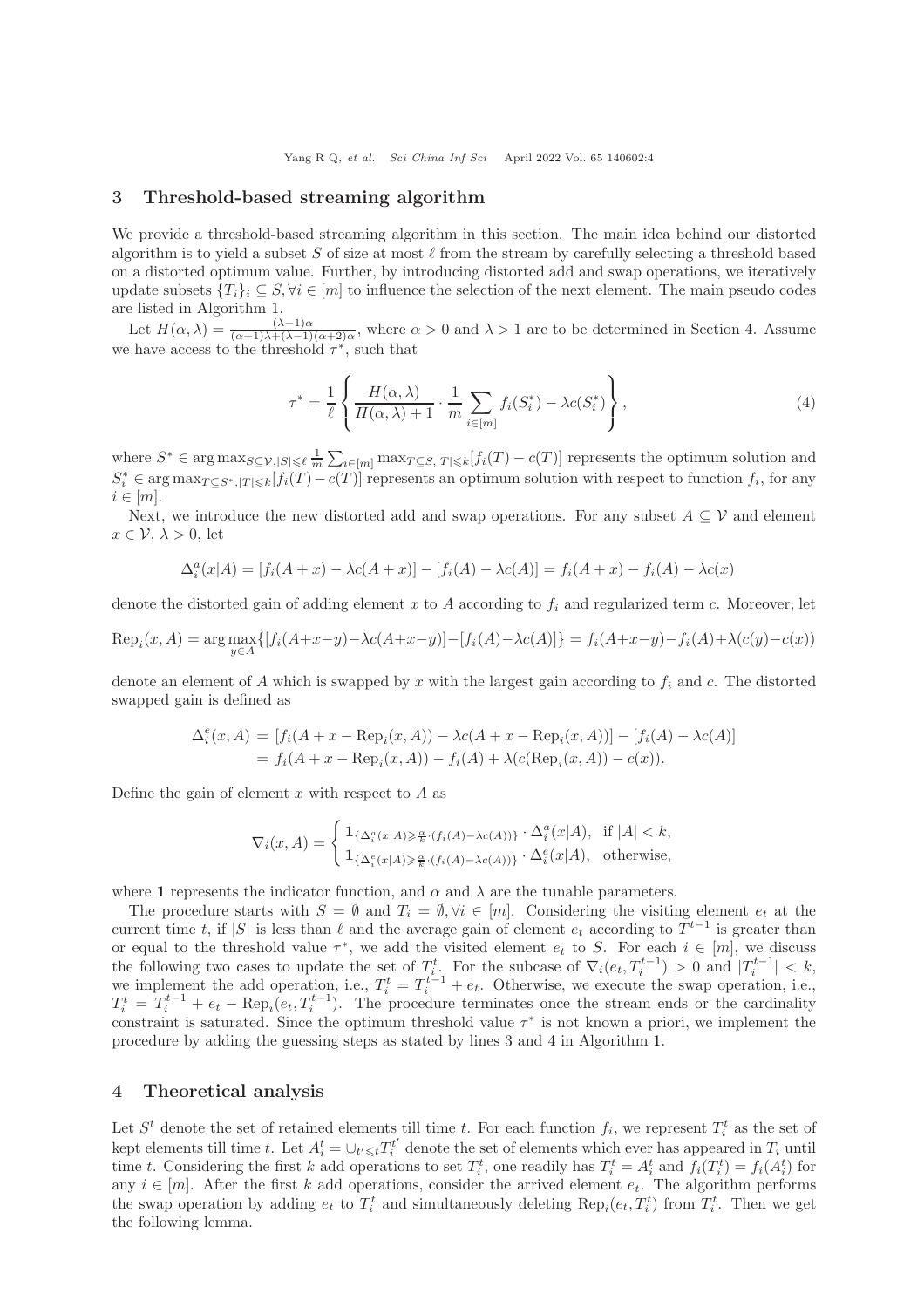## 3 Threshold-based streaming algorithm

We provide a threshold-based streaming algorithm in this section. The main idea behind our distorted algorithm is to yield a subset $S$ of size at most $\ell$ from the stream by carefully selecting a threshold based on a distorted optimum value. Further, by introducing distorted add and swap operations, we iteratively update subsets $\{T_i\}_i \subseteq S, \forall i \in [m]$ to influence the selection of the next element. The main pseudo codes are listed in Algorithm 1.

Let $H(\alpha, \lambda) = \frac{(\lambda-1)\alpha}{(\alpha+1)\lambda+(\lambda-1)(\alpha+2)\alpha}$, where $\alpha > 0$ and $\lambda > 1$ are to be determined in Section 4. Assume we have access to the threshold $\tau^*$, such that

$$\tau^* = \frac{1}{\ell}\left\{\frac{H(\alpha,\lambda)}{H(\alpha,\lambda)+1}\cdot\frac{1}{m}\sum_{i\in[m]} f_i(S_i^*) - \lambda c(S_i^*)\right\}, \tag{4}$$

where $S^* \in \arg\max_{S\subseteq\mathcal{V},|S|\leqslant\ell}\frac{1}{m}\sum_{i\in[m]}\max_{T\subseteq S,|T|\leqslant k}[f_i(T)-c(T)]$ represents the optimum solution and $S_i^* \in \arg\max_{T\subseteq S^*,|T|\leqslant k}[f_i(T)-c(T)]$ represents an optimum solution with respect to function $f_i$, for any $i \in [m]$.

Next, we introduce the new distorted add and swap operations. For any subset $A \subseteq \mathcal{V}$ and element $x \in \mathcal{V}$, $\lambda > 0$, let

$$\Delta_i^a(x|A) = [f_i(A+x) - \lambda c(A+x)] - [f_i(A) - \lambda c(A)] = f_i(A+x) - f_i(A) - \lambda c(x)$$

denote the distorted gain of adding element $x$ to $A$ according to $f_i$ and regularized term $c$. Moreover, let

$$\mathrm{Rep}_i(x,A) = \arg\max_{y\in A}\{[f_i(A+x-y)-\lambda c(A+x-y)]-[f_i(A)-\lambda c(A)]\} = f_i(A+x-y)-f_i(A)+\lambda(c(y)-c(x))$$

denote an element of $A$ which is swapped by $x$ with the largest gain according to $f_i$ and $c$. The distorted swapped gain is defined as

$$\begin{aligned}\Delta_i^e(x,A) &= [f_i(A+x-\mathrm{Rep}_i(x,A)) - \lambda c(A+x-\mathrm{Rep}_i(x,A))] - [f_i(A) - \lambda c(A)]\\ &= f_i(A+x-\mathrm{Rep}_i(x,A)) - f_i(A) + \lambda(c(\mathrm{Rep}_i(x,A)) - c(x)).\end{aligned}$$

Define the gain of element $x$ with respect to $A$ as

$$\nabla_i(x,A) = \begin{cases}\mathbf{1}_{\{\Delta_i^a(x|A)\geqslant\frac{\alpha}{k}\cdot(f_i(A)-\lambda c(A))\}}\cdot\Delta_i^a(x|A), & \text{if } |A|<k,\\ \mathbf{1}_{\{\Delta_i^e(x|A)\geqslant\frac{\alpha}{k}\cdot(f_i(A)-\lambda c(A))\}}\cdot\Delta_i^e(x|A), & \text{otherwise,}\end{cases}$$

where $\mathbf{1}$ represents the indicator function, and $\alpha$ and $\lambda$ are the tunable parameters.

The procedure starts with $S = \emptyset$ and $T_i = \emptyset, \forall i \in [m]$. Considering the visiting element $e_t$ at the current time $t$, if $|S|$ is less than $\ell$ and the average gain of element $e_t$ according to $T^{t-1}$ is greater than or equal to the threshold value $\tau^*$, we add the visited element $e_t$ to $S$. For each $i \in [m]$, we discuss the following two cases to update the set of $T_i^t$. For the subcase of $\nabla_i(e_t, T_i^{t-1}) > 0$ and $|T_i^{t-1}| < k$, we implement the add operation, i.e., $T_i^t = T_i^{t-1} + e_t$. Otherwise, we execute the swap operation, i.e., $T_i^t = T_i^{t-1} + e_t - \mathrm{Rep}_i(e_t, T_i^{t-1})$. The procedure terminates once the stream ends or the cardinality constraint is saturated. Since the optimum threshold value $\tau^*$ is not known a priori, we implement the procedure by adding the guessing steps as stated by lines 3 and 4 in Algorithm 1.

## 4 Theoretical analysis

Let $S^t$ denote the set of retained elements till time $t$. For each function $f_i$, we represent $T_i^t$ as the set of kept elements till time $t$. Let $A_i^t = \cup_{t'\leqslant t}T_i^{t'}$ denote the set of elements which ever has appeared in $T_i$ until time $t$. Considering the first $k$ add operations to set $T_i^t$, one readily has $T_i^t = A_i^t$ and $f_i(T_i^t) = f_i(A_i^t)$ for any $i \in [m]$. After the first $k$ add operations, consider the arrived element $e_t$. The algorithm performs the swap operation by adding $e_t$ to $T_i^t$ and simultaneously deleting $\mathrm{Rep}_i(e_t, T_i^t)$ from $T_i^t$. Then we get the following lemma.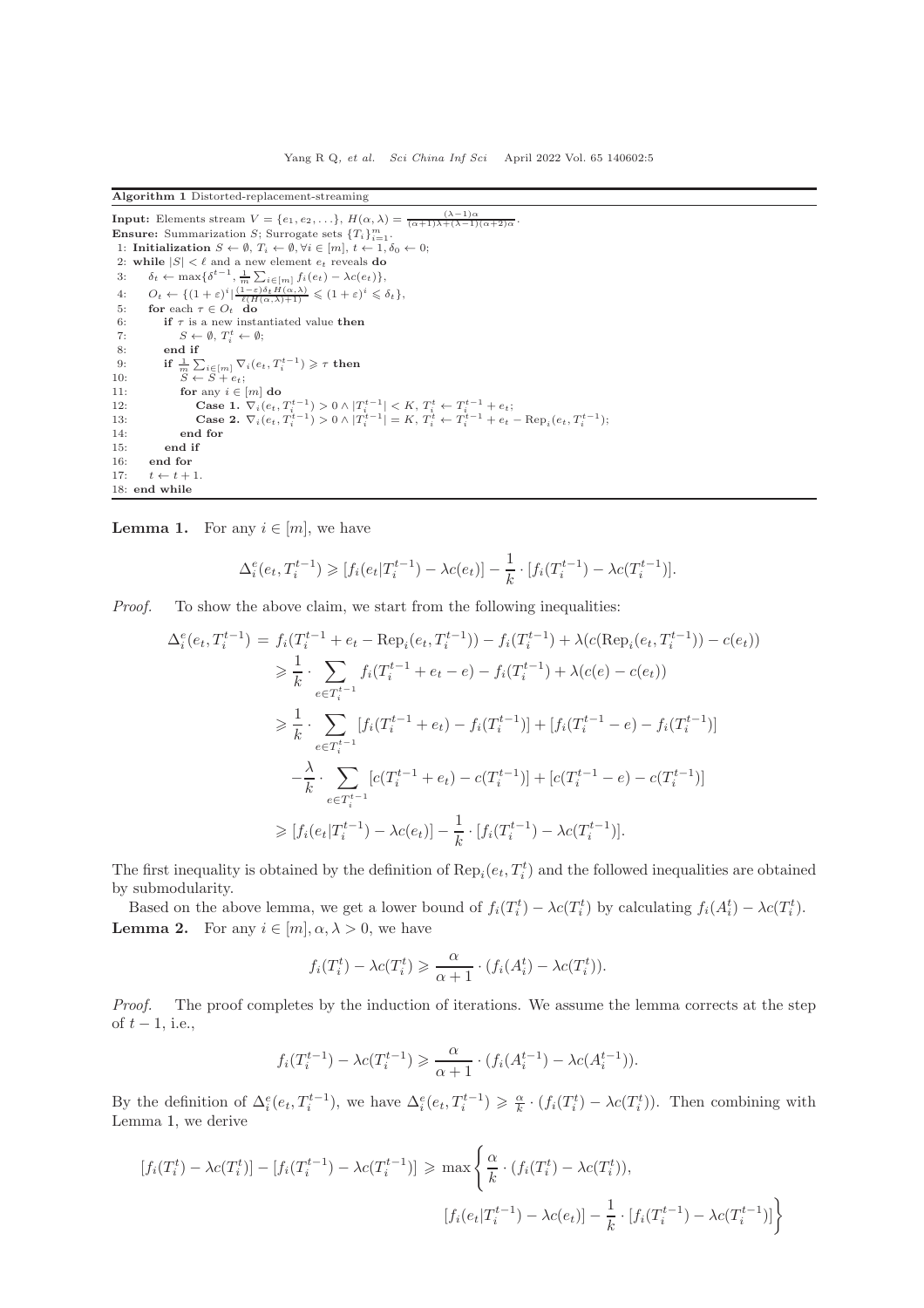**Algorithm 1** Distorted-replacement-streaming

**Input:** Elements stream $V = \{e_1, e_2, \ldots\}$, $H(\alpha, \lambda) = \frac{(\lambda-1)\alpha}{(\alpha+1)\lambda+(\lambda-1)(\alpha+2)\alpha}$.
**Ensure:** Summarization $S$; Surrogate sets $\{T_i\}_{i=1}^m$.

```
1: Initialization S ← ∅, T_i ← ∅, ∀i ∈ [m], t ← 1, δ_0 ← 0;
2: while |S| < ℓ and a new element e_t reveals do
3:     δ_t ← max{δ^{t-1}, (1/m) Σ_{i∈[m]} f_i(e_t) − λc(e_t)},
4:     O_t ← {(1+ε)^i | (1−ε)δ_t H(α,λ) / (ℓ(H(α,λ)+1)) ⩽ (1+ε)^i ⩽ δ_t},
5:     for each τ ∈ O_t do
6:         if τ is a new instantiated value then
7:             S ← ∅, T_i^t ← ∅;
8:         end if
9:         if (1/m) Σ_{i∈[m]} ∇_i(e_t, T_i^{t-1}) ⩾ τ then
10:            S ← S + e_t;
11:            for any i ∈ [m] do
12:                Case 1. ∇_i(e_t, T_i^{t-1}) > 0 ∧ |T_i^{t-1}| < K, T_i^t ← T_i^{t-1} + e_t;
13:                Case 2. ∇_i(e_t, T_i^{t-1}) > 0 ∧ |T_i^{t-1}| = K, T_i^t ← T_i^{t-1} + e_t − Rep_i(e_t, T_i^{t-1});
14:            end for
15:        end if
16:    end for
17:    t ← t + 1.
18: end while
```

**Lemma 1.** For any $i \in [m]$, we have

$$\Delta_i^e(e_t, T_i^{t-1}) \geqslant [f_i(e_t|T_i^{t-1}) - \lambda c(e_t)] - \frac{1}{k} \cdot [f_i(T_i^{t-1}) - \lambda c(T_i^{t-1})].$$

*Proof.* To show the above claim, we start from the following inequalities:

$$\begin{aligned}
\Delta_i^e(e_t, T_i^{t-1}) &= f_i(T_i^{t-1} + e_t - \mathrm{Rep}_i(e_t, T_i^{t-1})) - f_i(T_i^{t-1}) + \lambda(c(\mathrm{Rep}_i(e_t, T_i^{t-1})) - c(e_t)) \\
&\geqslant \frac{1}{k} \cdot \sum_{e \in T_i^{t-1}} f_i(T_i^{t-1} + e_t - e) - f_i(T_i^{t-1}) + \lambda(c(e) - c(e_t)) \\
&\geqslant \frac{1}{k} \cdot \sum_{e \in T_i^{t-1}} [f_i(T_i^{t-1} + e_t) - f_i(T_i^{t-1})] + [f_i(T_i^{t-1} - e) - f_i(T_i^{t-1})] \\
&\quad - \frac{\lambda}{k} \cdot \sum_{e \in T_i^{t-1}} [c(T_i^{t-1} + e_t) - c(T_i^{t-1})] + [c(T_i^{t-1} - e) - c(T_i^{t-1})] \\
&\geqslant [f_i(e_t|T_i^{t-1}) - \lambda c(e_t)] - \frac{1}{k} \cdot [f_i(T_i^{t-1}) - \lambda c(T_i^{t-1})].
\end{aligned}$$

The first inequality is obtained by the definition of $\mathrm{Rep}_i(e_t, T_i^t)$ and the followed inequalities are obtained by submodularity.

Based on the above lemma, we get a lower bound of $f_i(T_i^t) - \lambda c(T_i^t)$ by calculating $f_i(A_i^t) - \lambda c(T_i^t)$.

**Lemma 2.** For any $i \in [m], \alpha, \lambda > 0$, we have

$$f_i(T_i^t) - \lambda c(T_i^t) \geqslant \frac{\alpha}{\alpha+1} \cdot (f_i(A_i^t) - \lambda c(T_i^t)).$$

*Proof.* The proof completes by the induction of iterations. We assume the lemma corrects at the step of $t-1$, i.e.,

$$f_i(T_i^{t-1}) - \lambda c(T_i^{t-1}) \geqslant \frac{\alpha}{\alpha+1} \cdot (f_i(A_i^{t-1}) - \lambda c(A_i^{t-1})).$$

By the definition of $\Delta_i^e(e_t, T_i^{t-1})$, we have $\Delta_i^e(e_t, T_i^{t-1}) \geqslant \frac{\alpha}{k} \cdot (f_i(T_i^t) - \lambda c(T_i^t))$. Then combining with Lemma 1, we derive

$$\begin{aligned}
[f_i(T_i^t) - \lambda c(T_i^t)] - [f_i(T_i^{t-1}) - \lambda c(T_i^{t-1})] \geqslant \max\Bigg\{ &\frac{\alpha}{k} \cdot (f_i(T_i^t) - \lambda c(T_i^t)), \\
&[f_i(e_t|T_i^{t-1}) - \lambda c(e_t)] - \frac{1}{k} \cdot [f_i(T_i^{t-1}) - \lambda c(T_i^{t-1})] \Bigg\}
\end{aligned}$$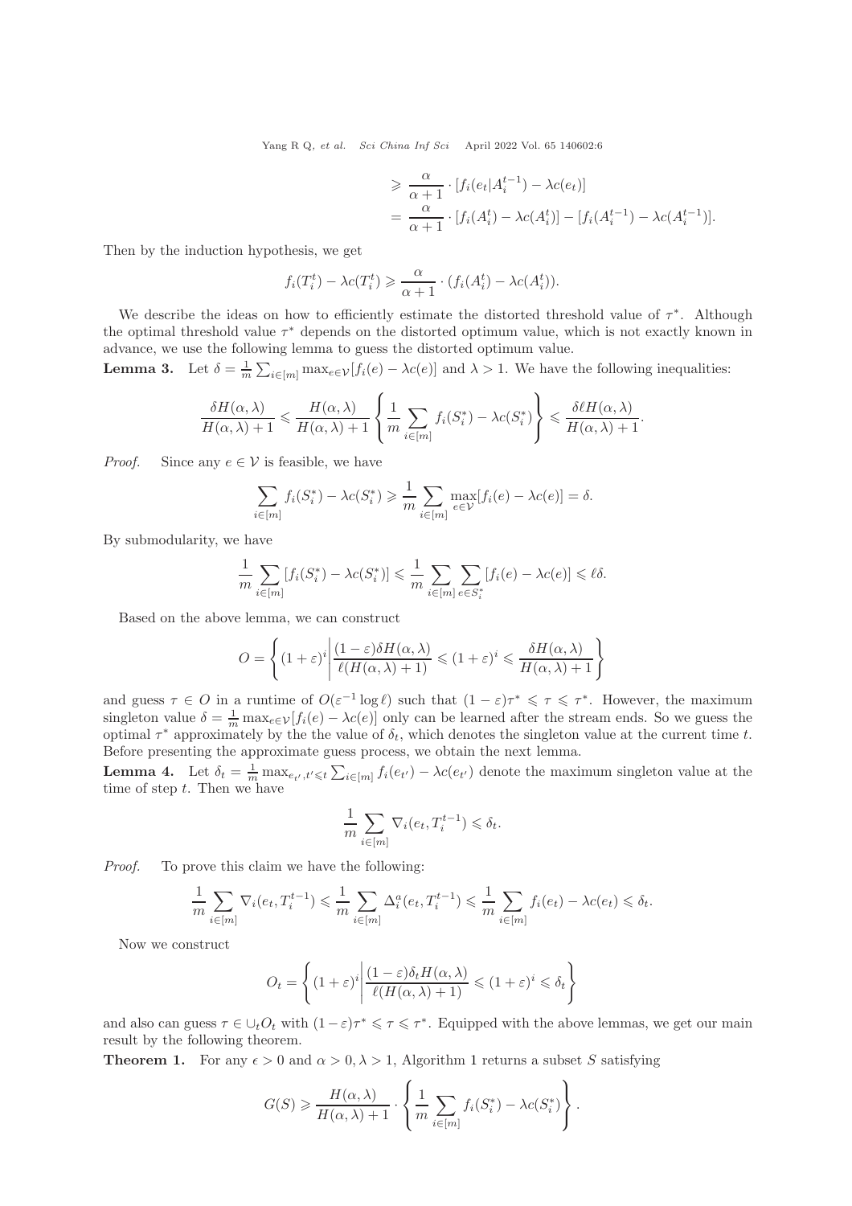$$
\begin{aligned}
&\geqslant \frac{\alpha}{\alpha+1} \cdot [f_i(e_t|A_i^{t-1}) - \lambda c(e_t)] \\
&= \frac{\alpha}{\alpha+1} \cdot [f_i(A_i^t) - \lambda c(A_i^t)] - [f_i(A_i^{t-1}) - \lambda c(A_i^{t-1})].
\end{aligned}
$$

Then by the induction hypothesis, we get

$$
f_i(T_i^t) - \lambda c(T_i^t) \geqslant \frac{\alpha}{\alpha+1} \cdot (f_i(A_i^t) - \lambda c(A_i^t)).
$$

We describe the ideas on how to efficiently estimate the distorted threshold value of $\tau^*$. Although the optimal threshold value $\tau^*$ depends on the distorted optimum value, which is not exactly known in advance, we use the following lemma to guess the distorted optimum value.

**Lemma 3.** Let $\delta = \frac{1}{m}\sum_{i\in[m]} \max_{e\in\mathcal{V}}[f_i(e) - \lambda c(e)]$ and $\lambda > 1$. We have the following inequalities:

$$
\frac{\delta H(\alpha,\lambda)}{H(\alpha,\lambda)+1} \leqslant \frac{H(\alpha,\lambda)}{H(\alpha,\lambda)+1}\left\{\frac{1}{m}\sum_{i\in[m]} f_i(S_i^*) - \lambda c(S_i^*)\right\} \leqslant \frac{\delta \ell H(\alpha,\lambda)}{H(\alpha,\lambda)+1}.
$$

*Proof.* Since any $e \in \mathcal{V}$ is feasible, we have

$$
\sum_{i\in[m]} f_i(S_i^*) - \lambda c(S_i^*) \geqslant \frac{1}{m}\sum_{i\in[m]} \max_{e\in\mathcal{V}}[f_i(e) - \lambda c(e)] = \delta.
$$

By submodularity, we have

$$
\frac{1}{m}\sum_{i\in[m]} [f_i(S_i^*) - \lambda c(S_i^*)] \leqslant \frac{1}{m}\sum_{i\in[m]}\sum_{e\in S_i^*} [f_i(e) - \lambda c(e)] \leqslant \ell\delta.
$$

Based on the above lemma, we can construct

$$
O = \left\{ (1+\varepsilon)^i \,\middle|\, \frac{(1-\varepsilon)\delta H(\alpha,\lambda)}{\ell(H(\alpha,\lambda)+1)} \leqslant (1+\varepsilon)^i \leqslant \frac{\delta H(\alpha,\lambda)}{H(\alpha,\lambda)+1} \right\}
$$

and guess $\tau \in O$ in a runtime of $O(\varepsilon^{-1}\log \ell)$ such that $(1-\varepsilon)\tau^* \leqslant \tau \leqslant \tau^*$. However, the maximum singleton value $\delta = \frac{1}{m}\max_{e\in\mathcal{V}}[f_i(e) - \lambda c(e)]$ only can be learned after the stream ends. So we guess the optimal $\tau^*$ approximately by the the value of $\delta_t$, which denotes the singleton value at the current time $t$. Before presenting the approximate guess process, we obtain the next lemma.

**Lemma 4.** Let $\delta_t = \frac{1}{m}\max_{e_{t'},t'\leqslant t}\sum_{i\in[m]} f_i(e_{t'}) - \lambda c(e_{t'})$ denote the maximum singleton value at the time of step $t$. Then we have

$$
\frac{1}{m}\sum_{i\in[m]} \nabla_i(e_t, T_i^{t-1}) \leqslant \delta_t.
$$

*Proof.* To prove this claim we have the following:

$$
\frac{1}{m}\sum_{i\in[m]} \nabla_i(e_t, T_i^{t-1}) \leqslant \frac{1}{m}\sum_{i\in[m]} \Delta_i^a(e_t, T_i^{t-1}) \leqslant \frac{1}{m}\sum_{i\in[m]} f_i(e_t) - \lambda c(e_t) \leqslant \delta_t.
$$

Now we construct

$$
O_t = \left\{ (1+\varepsilon)^i \,\middle|\, \frac{(1-\varepsilon)\delta_t H(\alpha,\lambda)}{\ell(H(\alpha,\lambda)+1)} \leqslant (1+\varepsilon)^i \leqslant \delta_t \right\}
$$

and also can guess $\tau \in \cup_t O_t$ with $(1-\varepsilon)\tau^* \leqslant \tau \leqslant \tau^*$. Equipped with the above lemmas, we get our main result by the following theorem.

**Theorem 1.** For any $\epsilon > 0$ and $\alpha > 0, \lambda > 1$, Algorithm 1 returns a subset $S$ satisfying

$$
G(S) \geqslant \frac{H(\alpha,\lambda)}{H(\alpha,\lambda)+1} \cdot \left\{\frac{1}{m}\sum_{i\in[m]} f_i(S_i^*) - \lambda c(S_i^*)\right\}.
$$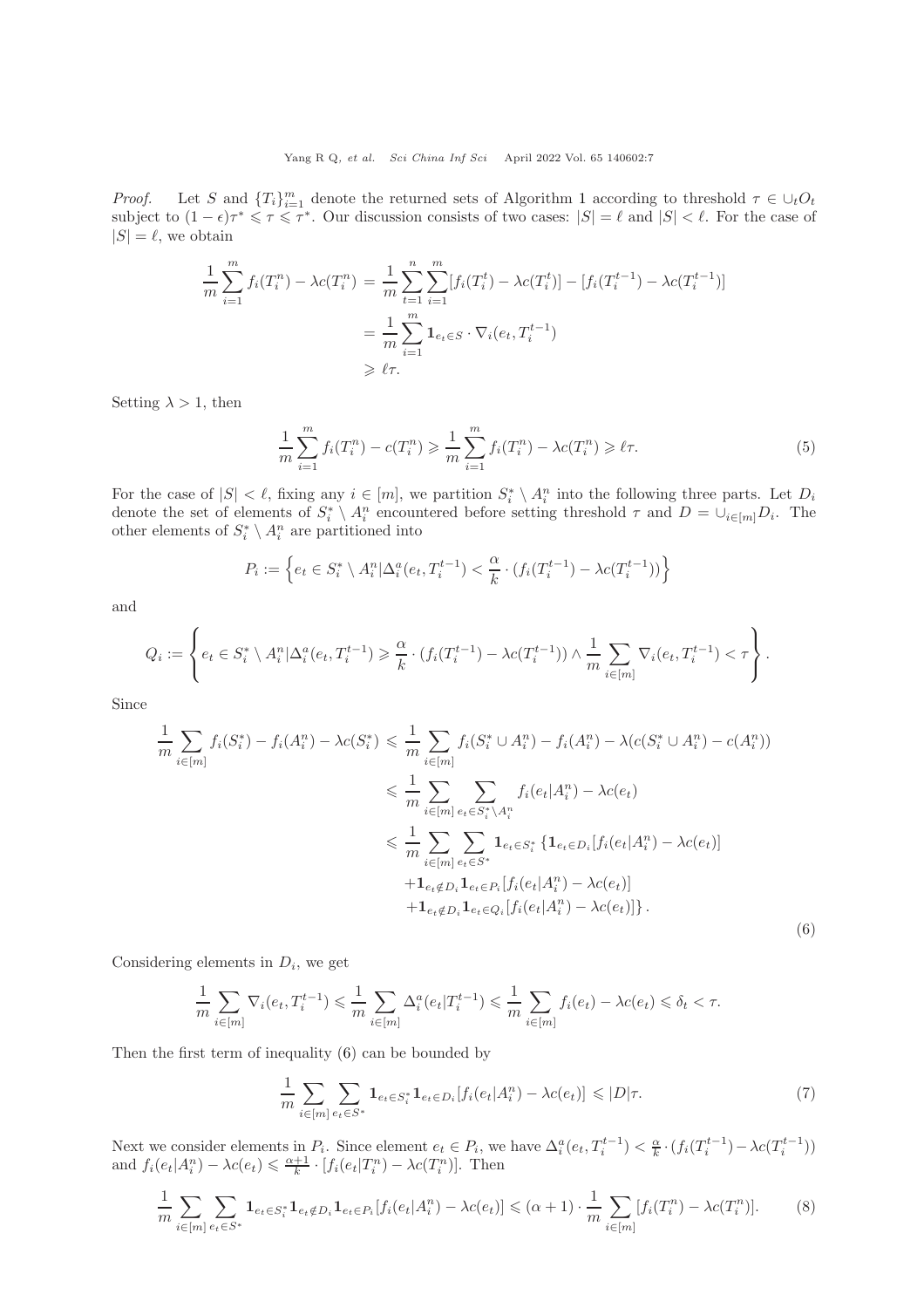*Proof.* Let $S$ and $\{T_i\}_{i=1}^m$ denote the returned sets of Algorithm 1 according to threshold $\tau \in \cup_t O_t$ subject to $(1-\epsilon)\tau^* \leqslant \tau \leqslant \tau^*$. Our discussion consists of two cases: $|S| = \ell$ and $|S| < \ell$. For the case of $|S| = \ell$, we obtain

$$
\begin{aligned}
\frac{1}{m}\sum_{i=1}^m f_i(T_i^n) - \lambda c(T_i^n) &= \frac{1}{m}\sum_{t=1}^n\sum_{i=1}^m [f_i(T_i^t) - \lambda c(T_i^t)] - [f_i(T_i^{t-1}) - \lambda c(T_i^{t-1})] \\
&= \frac{1}{m}\sum_{i=1}^m \mathbf{1}_{e_t \in S} \cdot \nabla_i(e_t, T_i^{t-1}) \\
&\geqslant \ell\tau.
\end{aligned}
$$

Setting $\lambda > 1$, then

$$
\frac{1}{m}\sum_{i=1}^m f_i(T_i^n) - c(T_i^n) \geqslant \frac{1}{m}\sum_{i=1}^m f_i(T_i^n) - \lambda c(T_i^n) \geqslant \ell\tau. \tag{5}
$$

For the case of $|S| < \ell$, fixing any $i \in [m]$, we partition $S_i^* \setminus A_i^n$ into the following three parts. Let $D_i$ denote the set of elements of $S_i^* \setminus A_i^n$ encountered before setting threshold $\tau$ and $D = \cup_{i\in[m]} D_i$. The other elements of $S_i^* \setminus A_i^n$ are partitioned into

$$
P_i := \left\{ e_t \in S_i^* \setminus A_i^n | \Delta_i^a(e_t, T_i^{t-1}) < \frac{\alpha}{k} \cdot (f_i(T_i^{t-1}) - \lambda c(T_i^{t-1})) \right\}
$$

and

$$
Q_i := \left\{ e_t \in S_i^* \setminus A_i^n | \Delta_i^a(e_t, T_i^{t-1}) \geqslant \frac{\alpha}{k} \cdot (f_i(T_i^{t-1}) - \lambda c(T_i^{t-1})) \wedge \frac{1}{m}\sum_{i\in[m]} \nabla_i(e_t, T_i^{t-1}) < \tau \right\}.
$$

Since

$$
\begin{aligned}
\frac{1}{m}\sum_{i\in[m]} f_i(S_i^*) - f_i(A_i^n) - \lambda c(S_i^*) &\leqslant \frac{1}{m}\sum_{i\in[m]} f_i(S_i^* \cup A_i^n) - f_i(A_i^n) - \lambda(c(S_i^* \cup A_i^n) - c(A_i^n)) \\
&\leqslant \frac{1}{m}\sum_{i\in[m]}\sum_{e_t \in S_i^* \setminus A_i^n} f_i(e_t|A_i^n) - \lambda c(e_t) \\
&\leqslant \frac{1}{m}\sum_{i\in[m]}\sum_{e_t\in S^*} \mathbf{1}_{e_t\in S_i^*}\left\{\mathbf{1}_{e_t\in D_i}[f_i(e_t|A_i^n) - \lambda c(e_t)]\right. \\
&\quad + \mathbf{1}_{e_t\notin D_i}\mathbf{1}_{e_t\in P_i}[f_i(e_t|A_i^n) - \lambda c(e_t)] \\
&\quad \left. + \mathbf{1}_{e_t\notin D_i}\mathbf{1}_{e_t\in Q_i}[f_i(e_t|A_i^n) - \lambda c(e_t)]\right\}.
\end{aligned} \tag{6}
$$

Considering elements in $D_i$, we get

$$
\frac{1}{m}\sum_{i\in[m]} \nabla_i(e_t, T_i^{t-1}) \leqslant \frac{1}{m}\sum_{i\in[m]} \Delta_i^a(e_t|T_i^{t-1}) \leqslant \frac{1}{m}\sum_{i\in[m]} f_i(e_t) - \lambda c(e_t) \leqslant \delta_t < \tau.
$$

Then the first term of inequality (6) can be bounded by

$$
\frac{1}{m}\sum_{i\in[m]}\sum_{e_t\in S^*} \mathbf{1}_{e_t\in S_i^*}\mathbf{1}_{e_t\in D_i}[f_i(e_t|A_i^n) - \lambda c(e_t)] \leqslant |D|\tau. \tag{7}
$$

Next we consider elements in $P_i$. Since element $e_t \in P_i$, we have $\Delta_i^a(e_t, T_i^{t-1}) < \frac{\alpha}{k}\cdot(f_i(T_i^{t-1}) - \lambda c(T_i^{t-1}))$ and $f_i(e_t|A_i^n) - \lambda c(e_t) \leqslant \frac{\alpha+1}{k}\cdot[f_i(e_t|T_i^n) - \lambda c(T_i^n)]$. Then

$$
\frac{1}{m}\sum_{i\in[m]}\sum_{e_t\in S^*} \mathbf{1}_{e_t\in S_i^*}\mathbf{1}_{e_t\notin D_i}\mathbf{1}_{e_t\in P_i}[f_i(e_t|A_i^n) - \lambda c(e_t)] \leqslant (\alpha+1)\cdot\frac{1}{m}\sum_{i\in[m]}[f_i(T_i^n) - \lambda c(T_i^n)]. \tag{8}
$$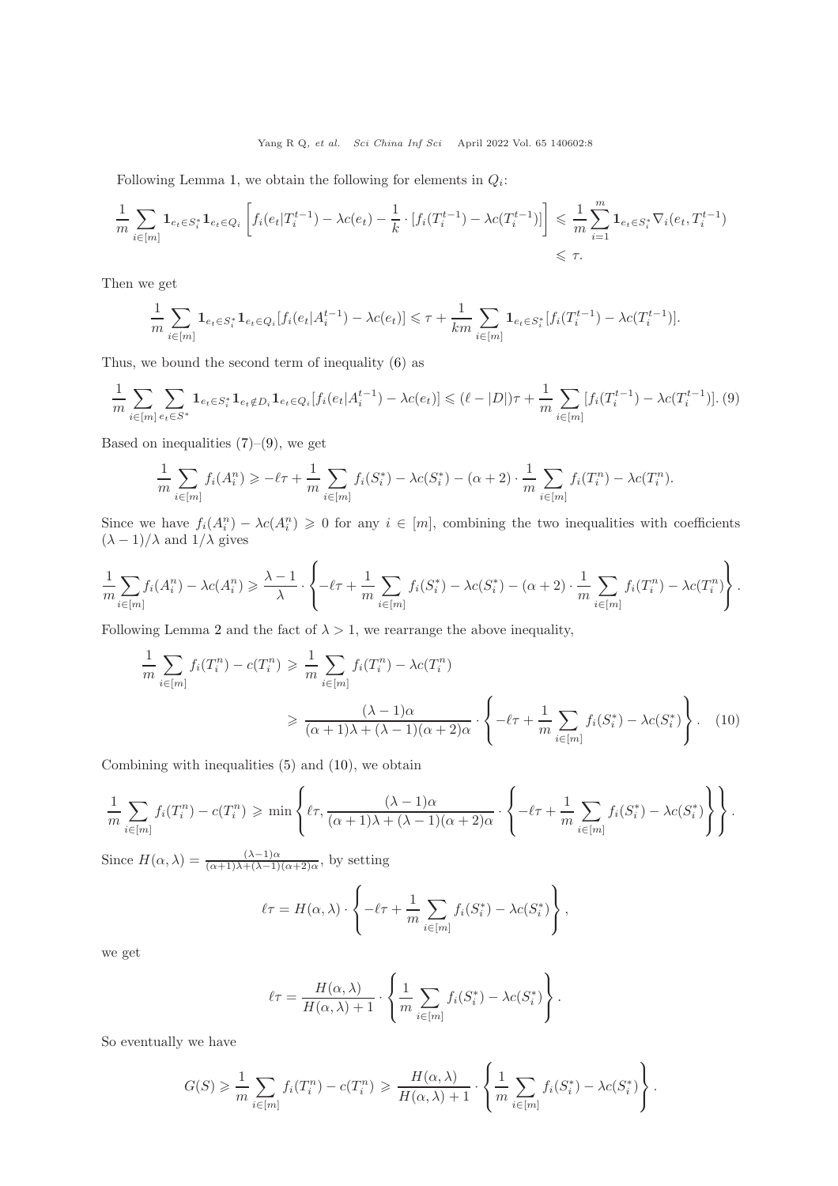Following Lemma 1, we obtain the following for elements in $Q_i$:

$$\frac{1}{m}\sum_{i\in[m]}\mathbf{1}_{e_t\in S_i^*}\mathbf{1}_{e_t\in Q_i}\left[f_i(e_t|T_i^{t-1})-\lambda c(e_t)-\frac{1}{k}\cdot[f_i(T_i^{t-1})-\lambda c(T_i^{t-1})]\right]\leqslant\frac{1}{m}\sum_{i=1}^{m}\mathbf{1}_{e_t\in S_i^*}\nabla_i(e_t,T_i^{t-1})$$
$$\leqslant\tau.$$

Then we get

$$\frac{1}{m}\sum_{i\in[m]}\mathbf{1}_{e_t\in S_i^*}\mathbf{1}_{e_t\in Q_i}[f_i(e_t|A_i^{t-1})-\lambda c(e_t)]\leqslant\tau+\frac{1}{km}\sum_{i\in[m]}\mathbf{1}_{e_t\in S_i^*}[f_i(T_i^{t-1})-\lambda c(T_i^{t-1})].$$

Thus, we bound the second term of inequality (6) as

$$\frac{1}{m}\sum_{i\in[m]}\sum_{e_t\in S^*}\mathbf{1}_{e_t\in S_i^*}\mathbf{1}_{e_t\notin D_i}\mathbf{1}_{e_t\in Q_i}[f_i(e_t|A_i^{t-1})-\lambda c(e_t)]\leqslant(\ell-|D|)\tau+\frac{1}{m}\sum_{i\in[m]}[f_i(T_i^{t-1})-\lambda c(T_i^{t-1})].\ (9)$$

Based on inequalities (7)–(9), we get

$$\frac{1}{m}\sum_{i\in[m]}f_i(A_i^n)\geqslant-\ell\tau+\frac{1}{m}\sum_{i\in[m]}f_i(S_i^*)-\lambda c(S_i^*)-(\alpha+2)\cdot\frac{1}{m}\sum_{i\in[m]}f_i(T_i^n)-\lambda c(T_i^n).$$

Since we have $f_i(A_i^n)-\lambda c(A_i^n)\geqslant 0$ for any $i\in[m]$, combining the two inequalities with coefficients $(\lambda-1)/\lambda$ and $1/\lambda$ gives

$$\frac{1}{m}\sum_{i\in[m]}f_i(A_i^n)-\lambda c(A_i^n)\geqslant\frac{\lambda-1}{\lambda}\cdot\left\{-\ell\tau+\frac{1}{m}\sum_{i\in[m]}f_i(S_i^*)-\lambda c(S_i^*)-(\alpha+2)\cdot\frac{1}{m}\sum_{i\in[m]}f_i(T_i^n)-\lambda c(T_i^n)\right\}.$$

Following Lemma 2 and the fact of $\lambda>1$, we rearrange the above inequality,

$$\begin{aligned}\frac{1}{m}\sum_{i\in[m]}f_i(T_i^n)-c(T_i^n)&\geqslant\frac{1}{m}\sum_{i\in[m]}f_i(T_i^n)-\lambda c(T_i^n)\\&\geqslant\frac{(\lambda-1)\alpha}{(\alpha+1)\lambda+(\lambda-1)(\alpha+2)\alpha}\cdot\left\{-\ell\tau+\frac{1}{m}\sum_{i\in[m]}f_i(S_i^*)-\lambda c(S_i^*)\right\}.\quad(10)\end{aligned}$$

Combining with inequalities (5) and (10), we obtain

$$\frac{1}{m}\sum_{i\in[m]}f_i(T_i^n)-c(T_i^n)\geqslant\min\left\{\ell\tau,\frac{(\lambda-1)\alpha}{(\alpha+1)\lambda+(\lambda-1)(\alpha+2)\alpha}\cdot\left\{-\ell\tau+\frac{1}{m}\sum_{i\in[m]}f_i(S_i^*)-\lambda c(S_i^*)\right\}\right\}.$$

Since $H(\alpha,\lambda)=\frac{(\lambda-1)\alpha}{(\alpha+1)\lambda+(\lambda-1)(\alpha+2)\alpha}$, by setting

$$\ell\tau=H(\alpha,\lambda)\cdot\left\{-\ell\tau+\frac{1}{m}\sum_{i\in[m]}f_i(S_i^*)-\lambda c(S_i^*)\right\},$$

we get

$$\ell\tau=\frac{H(\alpha,\lambda)}{H(\alpha,\lambda)+1}\cdot\left\{\frac{1}{m}\sum_{i\in[m]}f_i(S_i^*)-\lambda c(S_i^*)\right\}.$$

So eventually we have

$$G(S)\geqslant\frac{1}{m}\sum_{i\in[m]}f_i(T_i^n)-c(T_i^n)\geqslant\frac{H(\alpha,\lambda)}{H(\alpha,\lambda)+1}\cdot\left\{\frac{1}{m}\sum_{i\in[m]}f_i(S_i^*)-\lambda c(S_i^*)\right\}.$$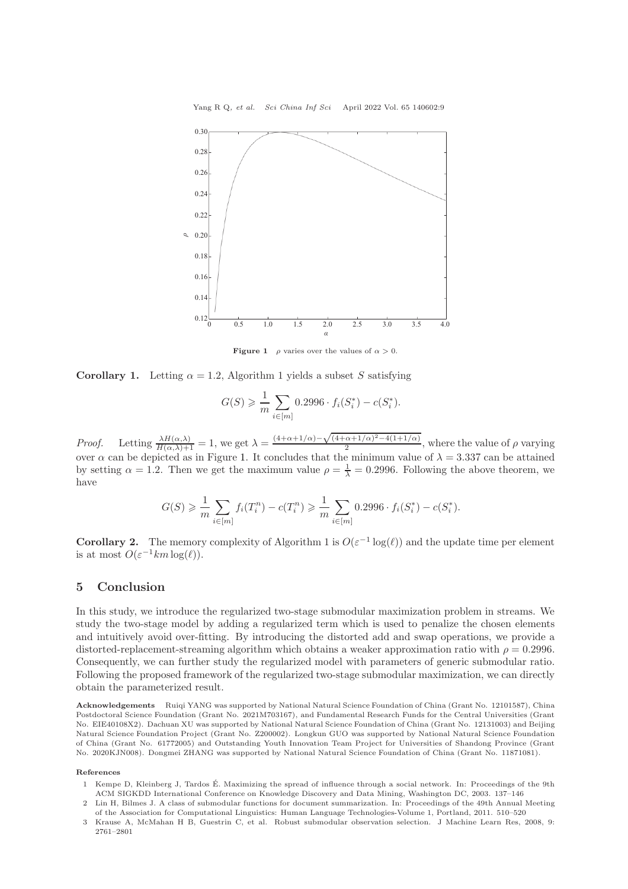**Figure 1** $\rho$ varies over the values of $\alpha > 0$.

**Corollary 1.** Letting $\alpha = 1.2$, Algorithm 1 yields a subset $S$ satisfying

$$G(S) \geqslant \frac{1}{m} \sum_{i \in [m]} 0.2996 \cdot f_i(S_i^*) - c(S_i^*).$$

*Proof.* Letting $\frac{\lambda H(\alpha,\lambda)}{H(\alpha,\lambda)+1} = 1$, we get $\lambda = \frac{(4+\alpha+1/\alpha)-\sqrt{(4+\alpha+1/\alpha)^2-4(1+1/\alpha)}}{2}$, where the value of $\rho$ varying over $\alpha$ can be depicted as in Figure 1. It concludes that the minimum value of $\lambda = 3.337$ can be attained by setting $\alpha = 1.2$. Then we get the maximum value $\rho = \frac{1}{\lambda} = 0.2996$. Following the above theorem, we have

$$G(S) \geqslant \frac{1}{m} \sum_{i \in [m]} f_i(T_i^n) - c(T_i^n) \geqslant \frac{1}{m} \sum_{i \in [m]} 0.2996 \cdot f_i(S_i^*) - c(S_i^*).$$

**Corollary 2.** The memory complexity of Algorithm 1 is $O(\varepsilon^{-1} \log(\ell))$ and the update time per element is at most $O(\varepsilon^{-1} km \log(\ell))$.

## 5 Conclusion

In this study, we introduce the regularized two-stage submodular maximization problem in streams. We study the two-stage model by adding a regularized term which is used to penalize the chosen elements and intuitively avoid over-fitting. By introducing the distorted add and swap operations, we provide a distorted-replacement-streaming algorithm which obtains a weaker approximation ratio with $\rho = 0.2996$. Consequently, we can further study the regularized model with parameters of generic submodular ratio. Following the proposed framework of the regularized two-stage submodular maximization, we can directly obtain the parameterized result.

**Acknowledgements** Ruiqi YANG was supported by National Natural Science Foundation of China (Grant No. 12101587), China Postdoctoral Science Foundation (Grant No. 2021M703167), and Fundamental Research Funds for the Central Universities (Grant No. E1E40108X2). Dachuan XU was supported by National Natural Science Foundation of China (Grant No. 12131003) and Beijing Natural Science Foundation Project (Grant No. Z200002). Longkun GUO was supported by National Natural Science Foundation of China (Grant No. 61772005) and Outstanding Youth Innovation Team Project for Universities of Shandong Province (Grant No. 2020KJN008). Dongmei ZHANG was supported by National Natural Science Foundation of China (Grant No. 11871081).

**References**

1 Kempe D, Kleinberg J, Tardos É. Maximizing the spread of influence through a social network. In: Proceedings of the 9th ACM SIGKDD International Conference on Knowledge Discovery and Data Mining, Washington DC, 2003. 137–146

2 Lin H, Bilmes J. A class of submodular functions for document summarization. In: Proceedings of the 49th Annual Meeting of the Association for Computational Linguistics: Human Language Technologies-Volume 1, Portland, 2011. 510–520

3 Krause A, McMahan H B, Guestrin C, et al. Robust submodular observation selection. J Machine Learn Res, 2008, 9: 2761–2801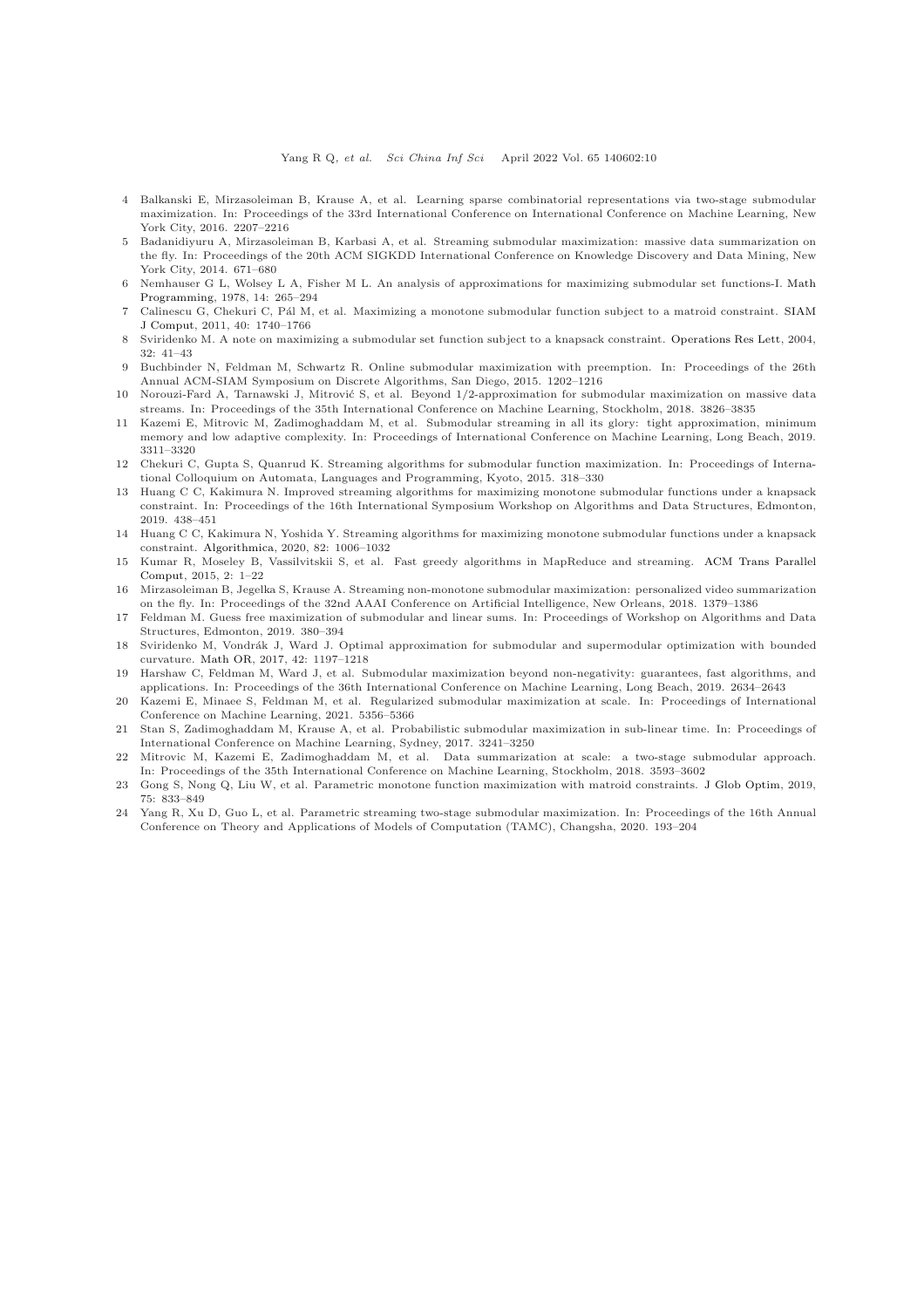4 Balkanski E, Mirzasoleiman B, Krause A, et al. Learning sparse combinatorial representations via two-stage submodular maximization. In: Proceedings of the 33rd International Conference on International Conference on Machine Learning, New York City, 2016. 2207–2216

5 Badanidiyuru A, Mirzasoleiman B, Karbasi A, et al. Streaming submodular maximization: massive data summarization on the fly. In: Proceedings of the 20th ACM SIGKDD International Conference on Knowledge Discovery and Data Mining, New York City, 2014. 671–680

6 Nemhauser G L, Wolsey L A, Fisher M L. An analysis of approximations for maximizing submodular set functions-I. Math Programming, 1978, 14: 265–294

7 Calinescu G, Chekuri C, Pál M, et al. Maximizing a monotone submodular function subject to a matroid constraint. SIAM J Comput, 2011, 40: 1740–1766

8 Sviridenko M. A note on maximizing a submodular set function subject to a knapsack constraint. Operations Res Lett, 2004, 32: 41–43

9 Buchbinder N, Feldman M, Schwartz R. Online submodular maximization with preemption. In: Proceedings of the 26th Annual ACM-SIAM Symposium on Discrete Algorithms, San Diego, 2015. 1202–1216

10 Norouzi-Fard A, Tarnawski J, Mitrović S, et al. Beyond 1/2-approximation for submodular maximization on massive data streams. In: Proceedings of the 35th International Conference on Machine Learning, Stockholm, 2018. 3826–3835

11 Kazemi E, Mitrovic M, Zadimoghaddam M, et al. Submodular streaming in all its glory: tight approximation, minimum memory and low adaptive complexity. In: Proceedings of International Conference on Machine Learning, Long Beach, 2019. 3311–3320

12 Chekuri C, Gupta S, Quanrud K. Streaming algorithms for submodular function maximization. In: Proceedings of International Colloquium on Automata, Languages and Programming, Kyoto, 2015. 318–330

13 Huang C C, Kakimura N. Improved streaming algorithms for maximizing monotone submodular functions under a knapsack constraint. In: Proceedings of the 16th International Symposium Workshop on Algorithms and Data Structures, Edmonton, 2019. 438–451

14 Huang C C, Kakimura N, Yoshida Y. Streaming algorithms for maximizing monotone submodular functions under a knapsack constraint. Algorithmica, 2020, 82: 1006–1032

15 Kumar R, Moseley B, Vassilvitskii S, et al. Fast greedy algorithms in MapReduce and streaming. ACM Trans Parallel Comput, 2015, 2: 1–22

16 Mirzasoleiman B, Jegelka S, Krause A. Streaming non-monotone submodular maximization: personalized video summarization on the fly. In: Proceedings of the 32nd AAAI Conference on Artificial Intelligence, New Orleans, 2018. 1379–1386

17 Feldman M. Guess free maximization of submodular and linear sums. In: Proceedings of Workshop on Algorithms and Data Structures, Edmonton, 2019. 380–394

18 Sviridenko M, Vondrák J, Ward J. Optimal approximation for submodular and supermodular optimization with bounded curvature. Math OR, 2017, 42: 1197–1218

19 Harshaw C, Feldman M, Ward J, et al. Submodular maximization beyond non-negativity: guarantees, fast algorithms, and applications. In: Proceedings of the 36th International Conference on Machine Learning, Long Beach, 2019. 2634–2643

20 Kazemi E, Minaee S, Feldman M, et al. Regularized submodular maximization at scale. In: Proceedings of International Conference on Machine Learning, 2021. 5356–5366

21 Stan S, Zadimoghaddam M, Krause A, et al. Probabilistic submodular maximization in sub-linear time. In: Proceedings of International Conference on Machine Learning, Sydney, 2017. 3241–3250

22 Mitrovic M, Kazemi E, Zadimoghaddam M, et al. Data summarization at scale: a two-stage submodular approach. In: Proceedings of the 35th International Conference on Machine Learning, Stockholm, 2018. 3593–3602

23 Gong S, Nong Q, Liu W, et al. Parametric monotone function maximization with matroid constraints. J Glob Optim, 2019, 75: 833–849

24 Yang R, Xu D, Guo L, et al. Parametric streaming two-stage submodular maximization. In: Proceedings of the 16th Annual Conference on Theory and Applications of Models of Computation (TAMC), Changsha, 2020. 193–204